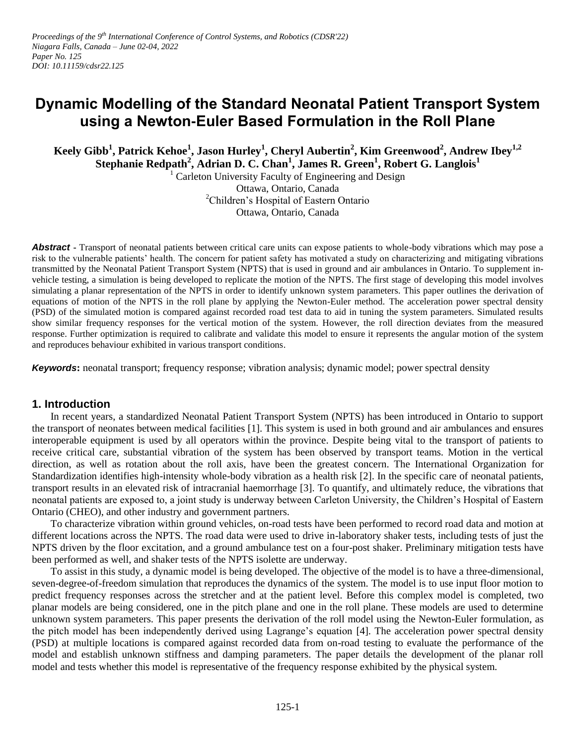*Proceedings of the 9th International Conference of Control Systems, and Robotics (CDSR'22)*
*Niagara Falls, Canada – June 02-04, 2022*
*Paper No. 125*
*DOI: 10.11159/cdsr22.125*

# Dynamic Modelling of the Standard Neonatal Patient Transport System using a Newton-Euler Based Formulation in the Roll Plane

**Keely Gibb[1], Patrick Kehoe[1], Jason Hurley[1], Cheryl Aubertin[2], Kim Greenwood[2], Andrew Ibey[1,2] Stephanie Redpath[2], Adrian D. C. Chan[1], James R. Green[1], Robert G. Langlois[1]**

[1] Carleton University Faculty of Engineering and Design
Ottawa, Ontario, Canada
[2] Children's Hospital of Eastern Ontario
Ottawa, Ontario, Canada

***Abstract*** - Transport of neonatal patients between critical care units can expose patients to whole-body vibrations which may pose a risk to the vulnerable patients' health. The concern for patient safety has motivated a study on characterizing and mitigating vibrations transmitted by the Neonatal Patient Transport System (NPTS) that is used in ground and air ambulances in Ontario. To supplement in-vehicle testing, a simulation is being developed to replicate the motion of the NPTS. The first stage of developing this model involves simulating a planar representation of the NPTS in order to identify unknown system parameters. This paper outlines the derivation of equations of motion of the NPTS in the roll plane by applying the Newton-Euler method. The acceleration power spectral density (PSD) of the simulated motion is compared against recorded road test data to aid in tuning the system parameters. Simulated results show similar frequency responses for the vertical motion of the system. However, the roll direction deviates from the measured response. Further optimization is required to calibrate and validate this model to ensure it represents the angular motion of the system and reproduces behaviour exhibited in various transport conditions.

***Keywords*:** neonatal transport; frequency response; vibration analysis; dynamic model; power spectral density

## 1. Introduction

In recent years, a standardized Neonatal Patient Transport System (NPTS) has been introduced in Ontario to support the transport of neonates between medical facilities [1]. This system is used in both ground and air ambulances and ensures interoperable equipment is used by all operators within the province. Despite being vital to the transport of patients to receive critical care, substantial vibration of the system has been observed by transport teams. Motion in the vertical direction, as well as rotation about the roll axis, have been the greatest concern. The International Organization for Standardization identifies high-intensity whole-body vibration as a health risk [2]. In the specific care of neonatal patients, transport results in an elevated risk of intracranial haemorrhage [3]. To quantify, and ultimately reduce, the vibrations that neonatal patients are exposed to, a joint study is underway between Carleton University, the Children's Hospital of Eastern Ontario (CHEO), and other industry and government partners.

To characterize vibration within ground vehicles, on-road tests have been performed to record road data and motion at different locations across the NPTS. The road data were used to drive in-laboratory shaker tests, including tests of just the NPTS driven by the floor excitation, and a ground ambulance test on a four-post shaker. Preliminary mitigation tests have been performed as well, and shaker tests of the NPTS isolette are underway.

To assist in this study, a dynamic model is being developed. The objective of the model is to have a three-dimensional, seven-degree-of-freedom simulation that reproduces the dynamics of the system. The model is to use input floor motion to predict frequency responses across the stretcher and at the patient level. Before this complex model is completed, two planar models are being considered, one in the pitch plane and one in the roll plane. These models are used to determine unknown system parameters. This paper presents the derivation of the roll model using the Newton-Euler formulation, as the pitch model has been independently derived using Lagrange's equation [4]. The acceleration power spectral density (PSD) at multiple locations is compared against recorded data from on-road testing to evaluate the performance of the model and establish unknown stiffness and damping parameters. The paper details the development of the planar roll model and tests whether this model is representative of the frequency response exhibited by the physical system.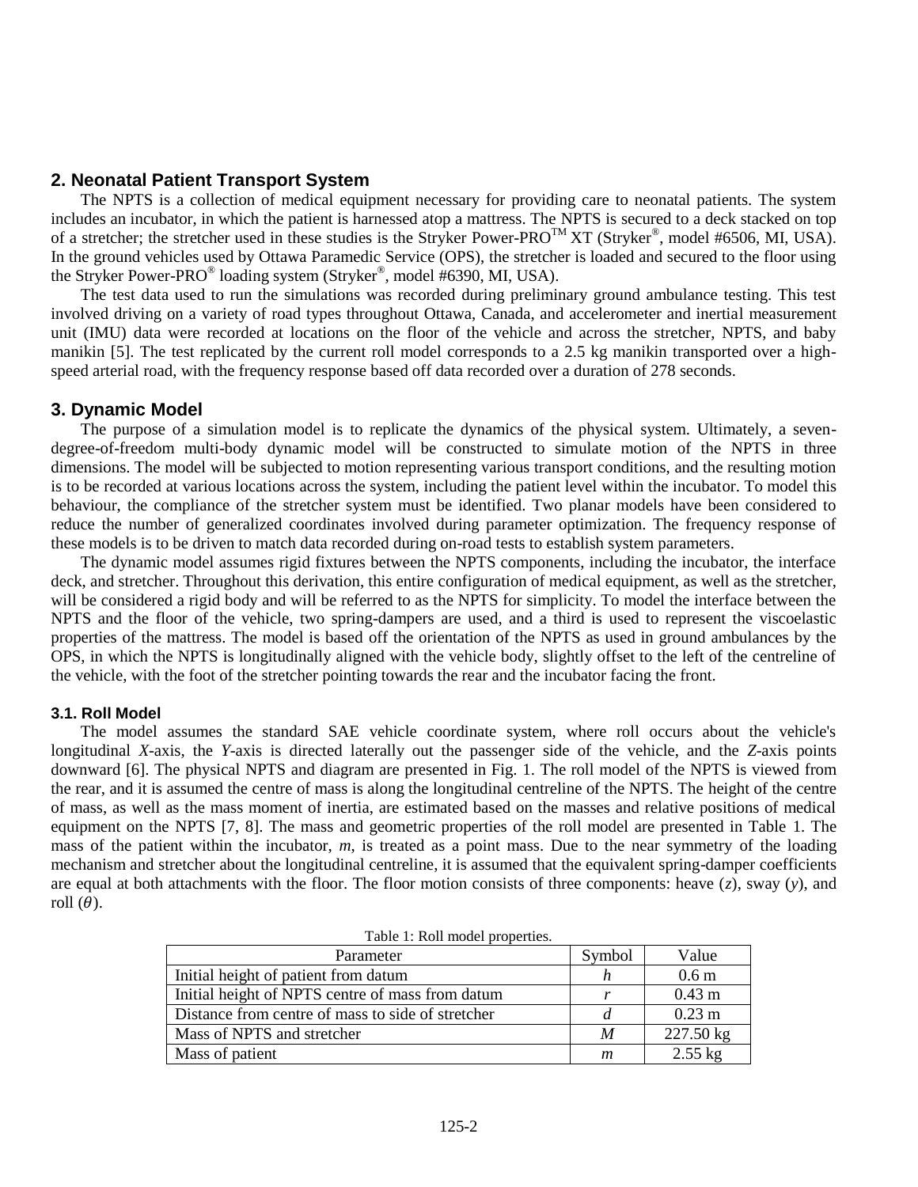## 2. Neonatal Patient Transport System

The NPTS is a collection of medical equipment necessary for providing care to neonatal patients. The system includes an incubator, in which the patient is harnessed atop a mattress. The NPTS is secured to a deck stacked on top of a stretcher; the stretcher used in these studies is the Stryker Power-PRO™ XT (Stryker®, model #6506, MI, USA). In the ground vehicles used by Ottawa Paramedic Service (OPS), the stretcher is loaded and secured to the floor using the Stryker Power-PRO® loading system (Stryker®, model #6390, MI, USA).

The test data used to run the simulations was recorded during preliminary ground ambulance testing. This test involved driving on a variety of road types throughout Ottawa, Canada, and accelerometer and inertial measurement unit (IMU) data were recorded at locations on the floor of the vehicle and across the stretcher, NPTS, and baby manikin [5]. The test replicated by the current roll model corresponds to a 2.5 kg manikin transported over a high-speed arterial road, with the frequency response based off data recorded over a duration of 278 seconds.

## 3. Dynamic Model

The purpose of a simulation model is to replicate the dynamics of the physical system. Ultimately, a seven-degree-of-freedom multi-body dynamic model will be constructed to simulate motion of the NPTS in three dimensions. The model will be subjected to motion representing various transport conditions, and the resulting motion is to be recorded at various locations across the system, including the patient level within the incubator. To model this behaviour, the compliance of the stretcher system must be identified. Two planar models have been considered to reduce the number of generalized coordinates involved during parameter optimization. The frequency response of these models is to be driven to match data recorded during on-road tests to establish system parameters.

The dynamic model assumes rigid fixtures between the NPTS components, including the incubator, the interface deck, and stretcher. Throughout this derivation, this entire configuration of medical equipment, as well as the stretcher, will be considered a rigid body and will be referred to as the NPTS for simplicity. To model the interface between the NPTS and the floor of the vehicle, two spring-dampers are used, and a third is used to represent the viscoelastic properties of the mattress. The model is based off the orientation of the NPTS as used in ground ambulances by the OPS, in which the NPTS is longitudinally aligned with the vehicle body, slightly offset to the left of the centreline of the vehicle, with the foot of the stretcher pointing towards the rear and the incubator facing the front.

### 3.1. Roll Model

The model assumes the standard SAE vehicle coordinate system, where roll occurs about the vehicle's longitudinal $X$-axis, the $Y$-axis is directed laterally out the passenger side of the vehicle, and the $Z$-axis points downward [6]. The physical NPTS and diagram are presented in Fig. 1. The roll model of the NPTS is viewed from the rear, and it is assumed the centre of mass is along the longitudinal centreline of the NPTS. The height of the centre of mass, as well as the mass moment of inertia, are estimated based on the masses and relative positions of medical equipment on the NPTS [7, 8]. The mass and geometric properties of the roll model are presented in Table 1. The mass of the patient within the incubator, $m$, is treated as a point mass. Due to the near symmetry of the loading mechanism and stretcher about the longitudinal centreline, it is assumed that the equivalent spring-damper coefficients are equal at both attachments with the floor. The floor motion consists of three components: heave ($z$), sway ($y$), and roll ($\theta$).

Table 1: Roll model properties.

| Parameter | Symbol | Value |
|---|---|---|
| Initial height of patient from datum | $h$ | 0.6 m |
| Initial height of NPTS centre of mass from datum | $r$ | 0.43 m |
| Distance from centre of mass to side of stretcher | $d$ | 0.23 m |
| Mass of NPTS and stretcher | $M$ | 227.50 kg |
| Mass of patient | $m$ | 2.55 kg |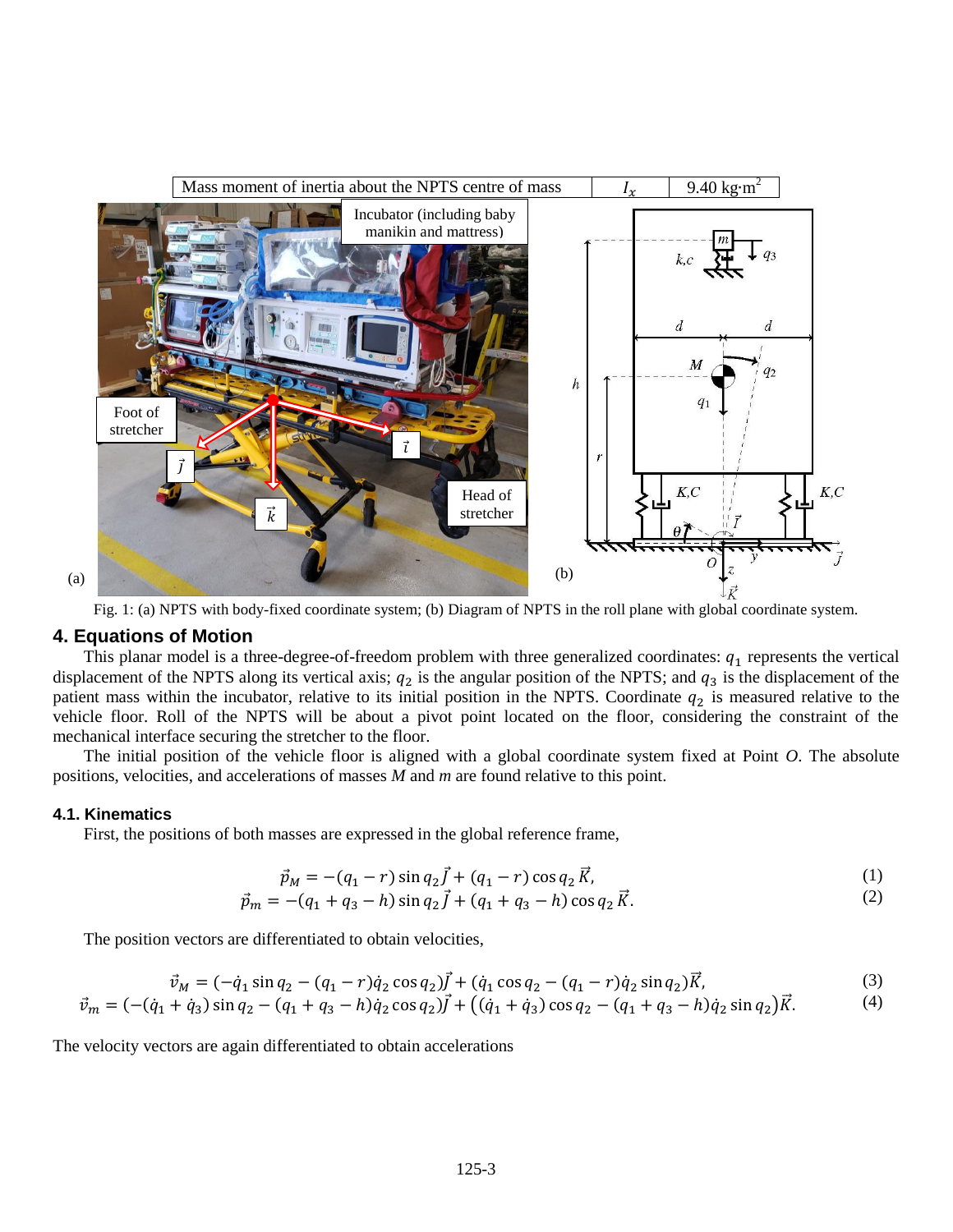| Mass moment of inertia about the NPTS centre of mass | $I_x$ | 9.40 kg·m² |
| --- | --- | --- |

Fig. 1: (a) NPTS with body-fixed coordinate system; (b) Diagram of NPTS in the roll plane with global coordinate system.

## 4. Equations of Motion

This planar model is a three-degree-of-freedom problem with three generalized coordinates: $q_1$ represents the vertical displacement of the NPTS along its vertical axis; $q_2$ is the angular position of the NPTS; and $q_3$ is the displacement of the patient mass within the incubator, relative to its initial position in the NPTS. Coordinate $q_2$ is measured relative to the vehicle floor. Roll of the NPTS will be about a pivot point located on the floor, considering the constraint of the mechanical interface securing the stretcher to the floor.

The initial position of the vehicle floor is aligned with a global coordinate system fixed at Point *O*. The absolute positions, velocities, and accelerations of masses *M* and *m* are found relative to this point.

### 4.1. Kinematics

First, the positions of both masses are expressed in the global reference frame,

$$\vec{p}_M = -(q_1 - r)\sin q_2 \vec{J} + (q_1 - r)\cos q_2 \vec{K}, \tag{1}$$

$$\vec{p}_m = -(q_1 + q_3 - h)\sin q_2 \vec{J} + (q_1 + q_3 - h)\cos q_2 \vec{K}. \tag{2}$$

The position vectors are differentiated to obtain velocities,

$$\vec{v}_M = (-\dot{q}_1 \sin q_2 - (q_1 - r)\dot{q}_2 \cos q_2)\vec{J} + (\dot{q}_1 \cos q_2 - (q_1 - r)\dot{q}_2 \sin q_2)\vec{K}, \tag{3}$$

$$\vec{v}_m = (-(\dot{q}_1 + \dot{q}_3)\sin q_2 - (q_1 + q_3 - h)\dot{q}_2 \cos q_2)\vec{J} + \left((\dot{q}_1 + \dot{q}_3)\cos q_2 - (q_1 + q_3 - h)\dot{q}_2 \sin q_2\right)\vec{K}. \tag{4}$$

The velocity vectors are again differentiated to obtain accelerations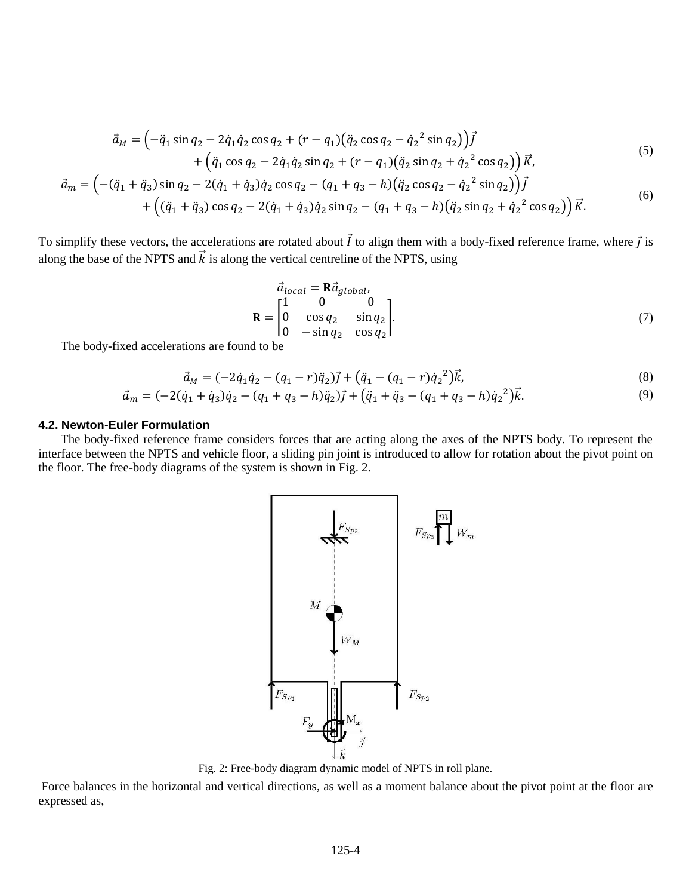$$\vec{a}_M = \left(-\ddot{q}_1 \sin q_2 - 2\dot{q}_1 \dot{q}_2 \cos q_2 + (r - q_1)\left(\ddot{q}_2 \cos q_2 - \dot{q}_2{}^2 \sin q_2\right)\right)\vec{J} + \left(\ddot{q}_1 \cos q_2 - 2\dot{q}_1 \dot{q}_2 \sin q_2 + (r - q_1)\left(\ddot{q}_2 \sin q_2 + \dot{q}_2{}^2 \cos q_2\right)\right)\vec{K}, \tag{5}$$

$$\vec{a}_m = \left(-(\ddot{q}_1 + \ddot{q}_3)\sin q_2 - 2(\dot{q}_1 + \dot{q}_3)\dot{q}_2 \cos q_2 - (q_1 + q_3 - h)\left(\ddot{q}_2 \cos q_2 - \dot{q}_2{}^2 \sin q_2\right)\right)\vec{J} + \left((\ddot{q}_1 + \ddot{q}_3)\cos q_2 - 2(\dot{q}_1 + \dot{q}_3)\dot{q}_2 \sin q_2 - (q_1 + q_3 - h)\left(\ddot{q}_2 \sin q_2 + \dot{q}_2{}^2 \cos q_2\right)\right)\vec{K}. \tag{6}$$

To simplify these vectors, the accelerations are rotated about $\vec{I}$ to align them with a body-fixed reference frame, where $\vec{j}$ is along the base of the NPTS and $\vec{k}$ is along the vertical centreline of the NPTS, using

$$\vec{a}_{local} = \mathbf{R}\vec{a}_{global},$$
$$\mathbf{R} = \begin{bmatrix} 1 & 0 & 0 \\ 0 & \cos q_2 & \sin q_2 \\ 0 & -\sin q_2 & \cos q_2 \end{bmatrix}. \tag{7}$$

The body-fixed accelerations are found to be

$$\vec{a}_M = (-2\dot{q}_1\dot{q}_2 - (q_1 - r)\ddot{q}_2)\vec{j} + \left(\ddot{q}_1 - (q_1 - r)\dot{q}_2{}^2\right)\vec{k}, \tag{8}$$

$$\vec{a}_m = (-2(\dot{q}_1 + \dot{q}_3)\dot{q}_2 - (q_1 + q_3 - h)\ddot{q}_2)\vec{j} + \left(\ddot{q}_1 + \ddot{q}_3 - (q_1 + q_3 - h)\dot{q}_2{}^2\right)\vec{k}. \tag{9}$$

### 4.2. Newton-Euler Formulation

The body-fixed reference frame considers forces that are acting along the axes of the NPTS body. To represent the interface between the NPTS and vehicle floor, a sliding pin joint is introduced to allow for rotation about the pivot point on the floor. The free-body diagrams of the system is shown in Fig. 2.

Fig. 2: Free-body diagram dynamic model of NPTS in roll plane.

Force balances in the horizontal and vertical directions, as well as a moment balance about the pivot point at the floor are expressed as,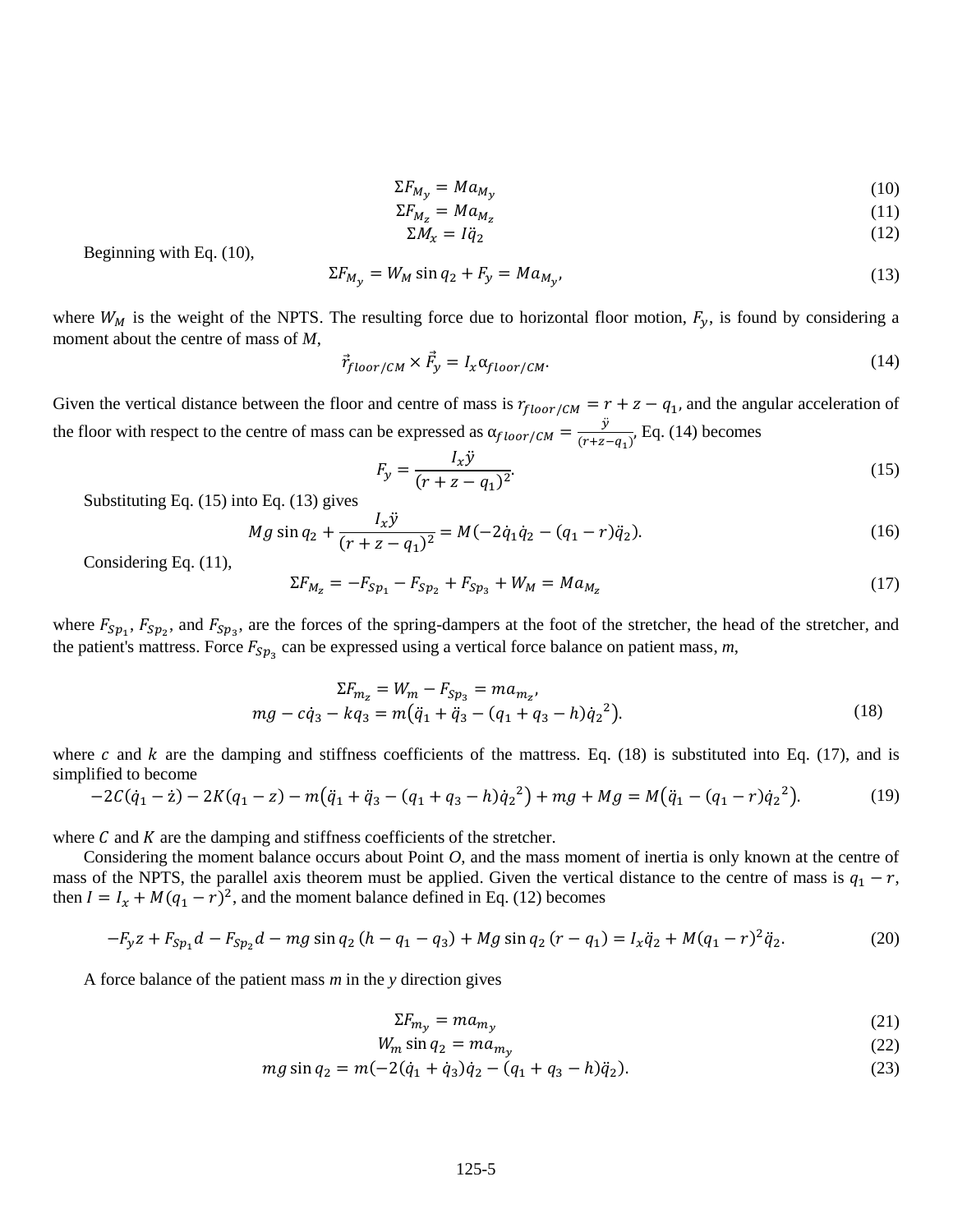$$\Sigma F_{M_y} = Ma_{M_y} \tag{10}$$

$$\Sigma F_{M_z} = Ma_{M_z} \tag{11}$$

$$\Sigma M_x = I\ddot{q}_2 \tag{12}$$

Beginning with Eq. (10),

$$\Sigma F_{M_y} = W_M \sin q_2 + F_y = Ma_{M_y}, \tag{13}$$

where $W_M$ is the weight of the NPTS. The resulting force due to horizontal floor motion, $F_y$, is found by considering a moment about the centre of mass of $M$,

$$\vec{r}_{floor/CM} \times \vec{F}_y = I_x \alpha_{floor/CM}. \tag{14}$$

Given the vertical distance between the floor and centre of mass is $r_{floor/CM} = r + z - q_1$, and the angular acceleration of the floor with respect to the centre of mass can be expressed as $\alpha_{floor/CM} = \frac{\ddot{y}}{(r+z-q_1)}$, Eq. (14) becomes

$$F_y = \frac{I_x \ddot{y}}{(r + z - q_1)^2}. \tag{15}$$

Substituting Eq. (15) into Eq. (13) gives

$$Mg \sin q_2 + \frac{I_x \ddot{y}}{(r + z - q_1)^2} = M(-2\dot{q}_1\dot{q}_2 - (q_1 - r)\ddot{q}_2). \tag{16}$$

Considering Eq. (11),

$$\Sigma F_{M_z} = -F_{Sp_1} - F_{Sp_2} + F_{Sp_3} + W_M = Ma_{M_z} \tag{17}$$

where $F_{Sp_1}$, $F_{Sp_2}$, and $F_{Sp_3}$, are the forces of the spring-dampers at the foot of the stretcher, the head of the stretcher, and the patient's mattress. Force $F_{Sp_3}$ can be expressed using a vertical force balance on patient mass, *m*,

$$\begin{gathered} \Sigma F_{m_z} = W_m - F_{Sp_3} = ma_{m_z}, \\ mg - c\dot{q}_3 - kq_3 = m\left(\ddot{q}_1 + \ddot{q}_3 - (q_1 + q_3 - h)\dot{q}_2^{\,2}\right). \end{gathered} \tag{18}$$

where $c$ and $k$ are the damping and stiffness coefficients of the mattress. Eq. (18) is substituted into Eq. (17), and is simplified to become

$$-2C(\dot{q}_1 - \dot{z}) - 2K(q_1 - z) - m\left(\ddot{q}_1 + \ddot{q}_3 - (q_1 + q_3 - h)\dot{q}_2^{\,2}\right) + mg + Mg = M\left(\ddot{q}_1 - (q_1 - r)\dot{q}_2^{\,2}\right). \tag{19}$$

where $C$ and $K$ are the damping and stiffness coefficients of the stretcher.

Considering the moment balance occurs about Point *O*, and the mass moment of inertia is only known at the centre of mass of the NPTS, the parallel axis theorem must be applied. Given the vertical distance to the centre of mass is $q_1 - r$, then $I = I_x + M(q_1 - r)^2$, and the moment balance defined in Eq. (12) becomes

$$-F_y z + F_{Sp_1} d - F_{Sp_2} d - mg \sin q_2 \,(h - q_1 - q_3) + Mg \sin q_2 \,(r - q_1) = I_x \ddot{q}_2 + M(q_1 - r)^2 \ddot{q}_2. \tag{20}$$

A force balance of the patient mass *m* in the *y* direction gives

$$\Sigma F_{m_y} = ma_{m_y} \tag{21}$$

$$W_m \sin q_2 = ma_{m_y} \tag{22}$$

$$mg \sin q_2 = m(-2(\dot{q}_1 + \dot{q}_3)\dot{q}_2 - (q_1 + q_3 - h)\ddot{q}_2). \tag{23}$$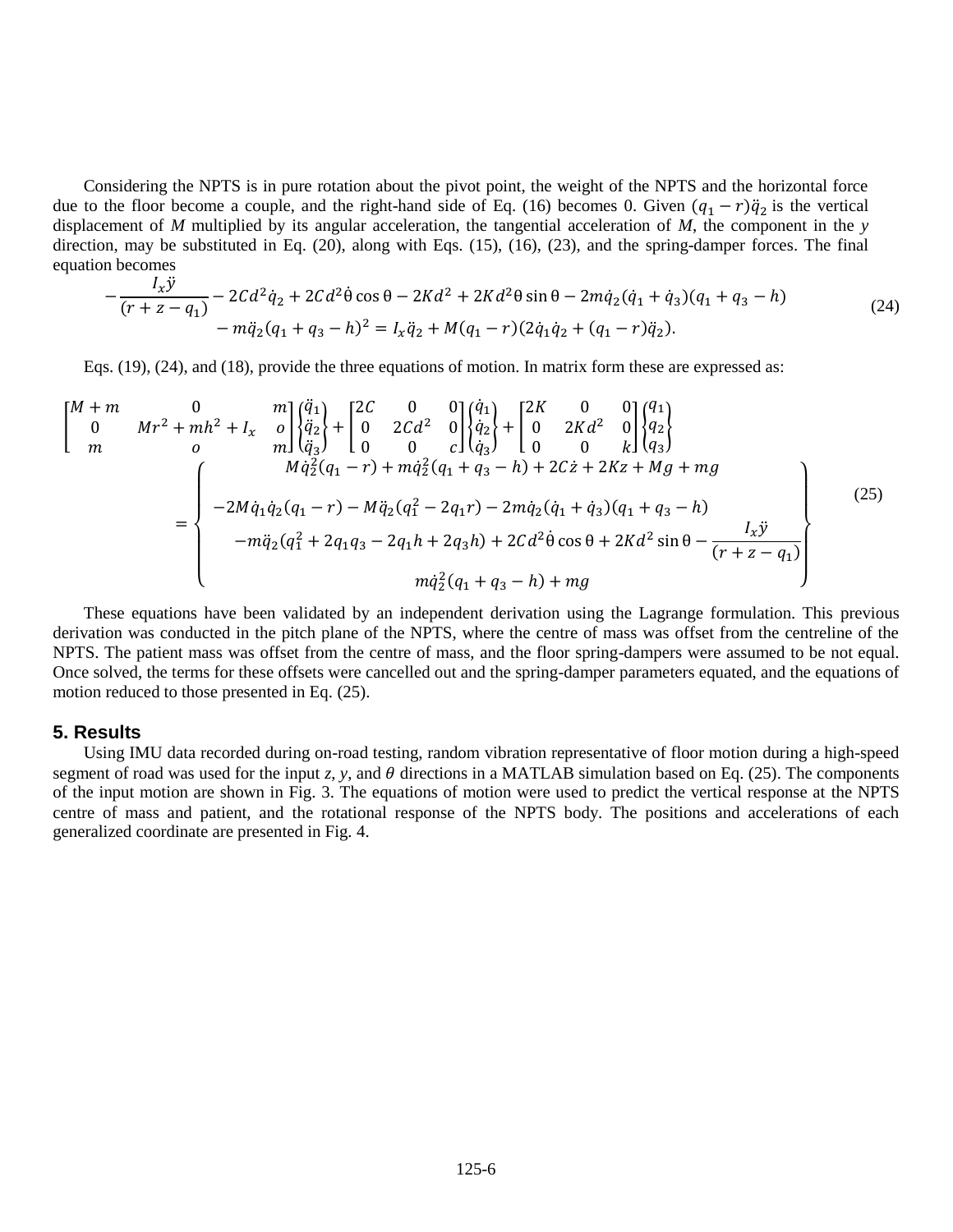Considering the NPTS is in pure rotation about the pivot point, the weight of the NPTS and the horizontal force due to the floor become a couple, and the right-hand side of Eq. (16) becomes 0. Given $(q_1 - r)\ddot{q}_2$ is the vertical displacement of $M$ multiplied by its angular acceleration, the tangential acceleration of $M$, the component in the $y$ direction, may be substituted in Eq. (20), along with Eqs. (15), (16), (23), and the spring-damper forces. The final equation becomes

$$
\begin{aligned}
-\frac{I_x \ddot{y}}{(r + z - q_1)} - 2Cd^2\dot{q}_2 + 2Cd^2\dot{\theta}\cos\theta - 2Kd^2 + 2Kd^2\theta\sin\theta - 2m\dot{q}_2(\dot{q}_1 + \dot{q}_3)(q_1 + q_3 - h) \\
- m\ddot{q}_2(q_1 + q_3 - h)^2 = I_x\ddot{q}_2 + M(q_1 - r)(2\dot{q}_1\dot{q}_2 + (q_1 - r)\ddot{q}_2).
\end{aligned}
\tag{24}
$$

Eqs. (19), (24), and (18), provide the three equations of motion. In matrix form these are expressed as:

$$
\begin{bmatrix} M+m & 0 & m \\ 0 & Mr^2 + mh^2 + I_x & o \\ m & o & m \end{bmatrix}
\begin{Bmatrix} \ddot{q}_1 \\ \ddot{q}_2 \\ \ddot{q}_3 \end{Bmatrix}
+
\begin{bmatrix} 2C & 0 & 0 \\ 0 & 2Cd^2 & 0 \\ 0 & 0 & c \end{bmatrix}
\begin{Bmatrix} \dot{q}_1 \\ \dot{q}_2 \\ \dot{q}_3 \end{Bmatrix}
+
\begin{bmatrix} 2K & 0 & 0 \\ 0 & 2Kd^2 & 0 \\ 0 & 0 & k \end{bmatrix}
\begin{Bmatrix} q_1 \\ q_2 \\ q_3 \end{Bmatrix}
=
\left\{
\begin{matrix}
M\dot{q}_2^2(q_1 - r) + m\dot{q}_2^2(q_1 + q_3 - h) + 2C\dot{z} + 2Kz + Mg + mg \\
\\
-2M\dot{q}_1\dot{q}_2(q_1 - r) - M\ddot{q}_2(q_1^2 - 2q_1 r) - 2m\dot{q}_2(\dot{q}_1 + \dot{q}_3)(q_1 + q_3 - h) \\
-m\ddot{q}_2(q_1^2 + 2q_1q_3 - 2q_1h + 2q_3h) + 2Cd^2\dot{\theta}\cos\theta + 2Kd^2\sin\theta - \dfrac{I_x\ddot{y}}{(r + z - q_1)} \\
\\
m\dot{q}_2^2(q_1 + q_3 - h) + mg
\end{matrix}
\right\}
\tag{25}
$$

These equations have been validated by an independent derivation using the Lagrange formulation. This previous derivation was conducted in the pitch plane of the NPTS, where the centre of mass was offset from the centreline of the NPTS. The patient mass was offset from the centre of mass, and the floor spring-dampers were assumed to be not equal. Once solved, the terms for these offsets were cancelled out and the spring-damper parameters equated, and the equations of motion reduced to those presented in Eq. (25).

## 5. Results

Using IMU data recorded during on-road testing, random vibration representative of floor motion during a high-speed segment of road was used for the input $z$, $y$, and $\theta$ directions in a MATLAB simulation based on Eq. (25). The components of the input motion are shown in Fig. 3. The equations of motion were used to predict the vertical response at the NPTS centre of mass and patient, and the rotational response of the NPTS body. The positions and accelerations of each generalized coordinate are presented in Fig. 4.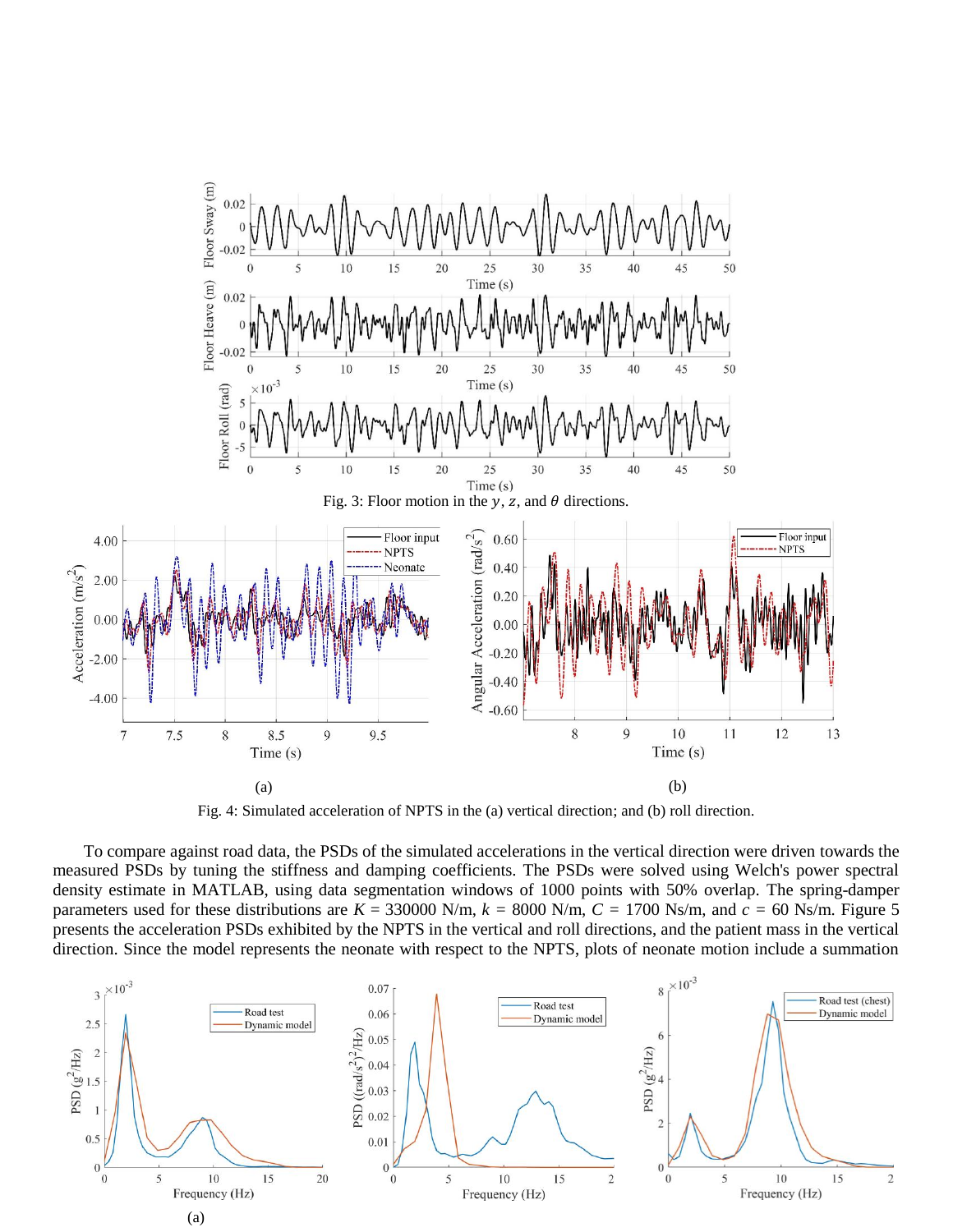Fig. 3: Floor motion in the $y$, $z$, and $\theta$ directions.

Fig. 4: Simulated acceleration of NPTS in the (a) vertical direction; and (b) roll direction.

To compare against road data, the PSDs of the simulated accelerations in the vertical direction were driven towards the measured PSDs by tuning the stiffness and damping coefficients. The PSDs were solved using Welch's power spectral density estimate in MATLAB, using data segmentation windows of 1000 points with 50% overlap. The spring-damper parameters used for these distributions are $K$ = 330000 N/m, $k$ = 8000 N/m, $C$ = 1700 Ns/m, and $c$ = 60 Ns/m. Figure 5 presents the acceleration PSDs exhibited by the NPTS in the vertical and roll directions, and the patient mass in the vertical direction. Since the model represents the neonate with respect to the NPTS, plots of neonate motion include a summation

(a)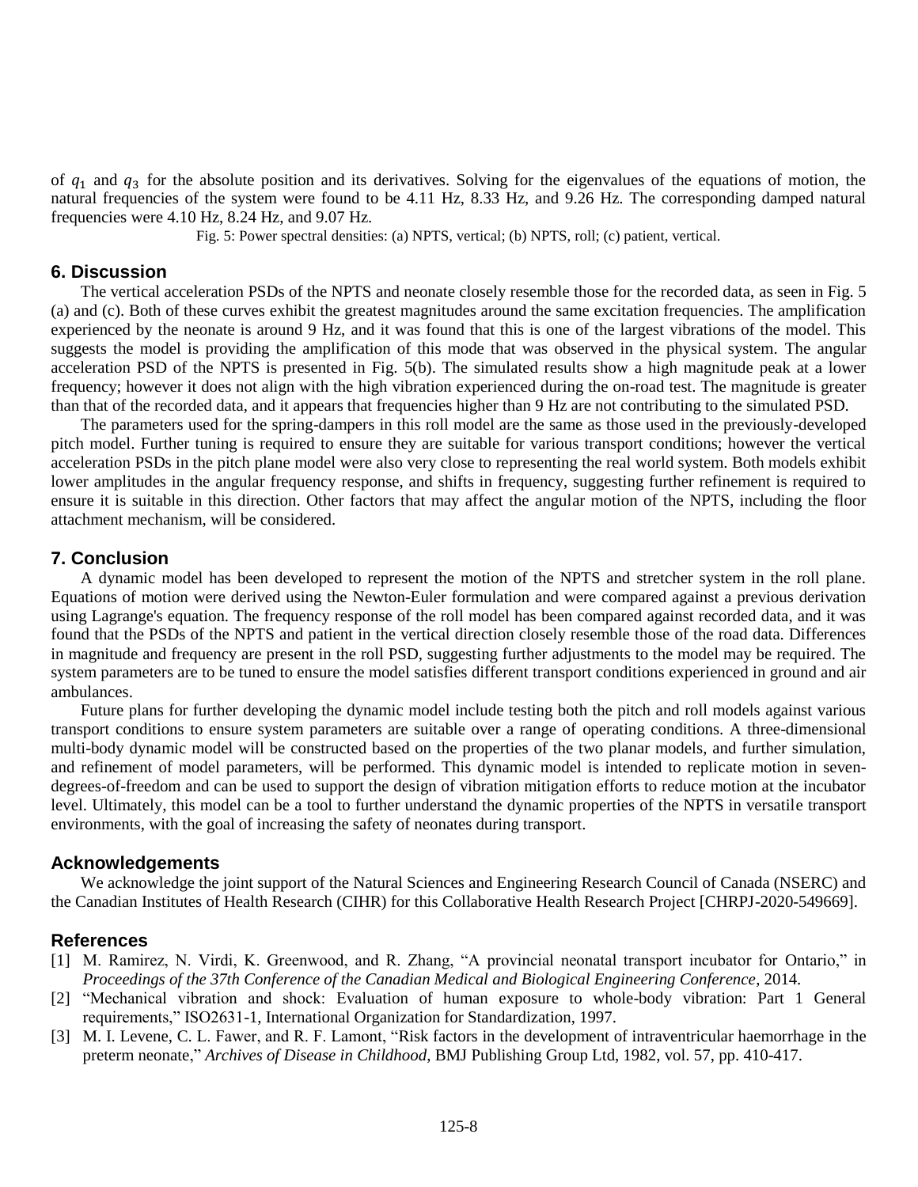of $q_1$ and $q_3$ for the absolute position and its derivatives. Solving for the eigenvalues of the equations of motion, the natural frequencies of the system were found to be 4.11 Hz, 8.33 Hz, and 9.26 Hz. The corresponding damped natural frequencies were 4.10 Hz, 8.24 Hz, and 9.07 Hz.

Fig. 5: Power spectral densities: (a) NPTS, vertical; (b) NPTS, roll; (c) patient, vertical.

## 6. Discussion

The vertical acceleration PSDs of the NPTS and neonate closely resemble those for the recorded data, as seen in Fig. 5 (a) and (c). Both of these curves exhibit the greatest magnitudes around the same excitation frequencies. The amplification experienced by the neonate is around 9 Hz, and it was found that this is one of the largest vibrations of the model. This suggests the model is providing the amplification of this mode that was observed in the physical system. The angular acceleration PSD of the NPTS is presented in Fig. 5(b). The simulated results show a high magnitude peak at a lower frequency; however it does not align with the high vibration experienced during the on-road test. The magnitude is greater than that of the recorded data, and it appears that frequencies higher than 9 Hz are not contributing to the simulated PSD.

The parameters used for the spring-dampers in this roll model are the same as those used in the previously-developed pitch model. Further tuning is required to ensure they are suitable for various transport conditions; however the vertical acceleration PSDs in the pitch plane model were also very close to representing the real world system. Both models exhibit lower amplitudes in the angular frequency response, and shifts in frequency, suggesting further refinement is required to ensure it is suitable in this direction. Other factors that may affect the angular motion of the NPTS, including the floor attachment mechanism, will be considered.

## 7. Conclusion

A dynamic model has been developed to represent the motion of the NPTS and stretcher system in the roll plane. Equations of motion were derived using the Newton-Euler formulation and were compared against a previous derivation using Lagrange's equation. The frequency response of the roll model has been compared against recorded data, and it was found that the PSDs of the NPTS and patient in the vertical direction closely resemble those of the road data. Differences in magnitude and frequency are present in the roll PSD, suggesting further adjustments to the model may be required. The system parameters are to be tuned to ensure the model satisfies different transport conditions experienced in ground and air ambulances.

Future plans for further developing the dynamic model include testing both the pitch and roll models against various transport conditions to ensure system parameters are suitable over a range of operating conditions. A three-dimensional multi-body dynamic model will be constructed based on the properties of the two planar models, and further simulation, and refinement of model parameters, will be performed. This dynamic model is intended to replicate motion in seven-degrees-of-freedom and can be used to support the design of vibration mitigation efforts to reduce motion at the incubator level. Ultimately, this model can be a tool to further understand the dynamic properties of the NPTS in versatile transport environments, with the goal of increasing the safety of neonates during transport.

## Acknowledgements

We acknowledge the joint support of the Natural Sciences and Engineering Research Council of Canada (NSERC) and the Canadian Institutes of Health Research (CIHR) for this Collaborative Health Research Project [CHRPJ-2020-549669].

## References

[1] M. Ramirez, N. Virdi, K. Greenwood, and R. Zhang, "A provincial neonatal transport incubator for Ontario," in *Proceedings of the 37th Conference of the Canadian Medical and Biological Engineering Conference*, 2014.

[2] "Mechanical vibration and shock: Evaluation of human exposure to whole-body vibration: Part 1 General requirements," ISO2631-1, International Organization for Standardization, 1997.

[3] M. I. Levene, C. L. Fawer, and R. F. Lamont, "Risk factors in the development of intraventricular haemorrhage in the preterm neonate," *Archives of Disease in Childhood*, BMJ Publishing Group Ltd, 1982, vol. 57, pp. 410-417.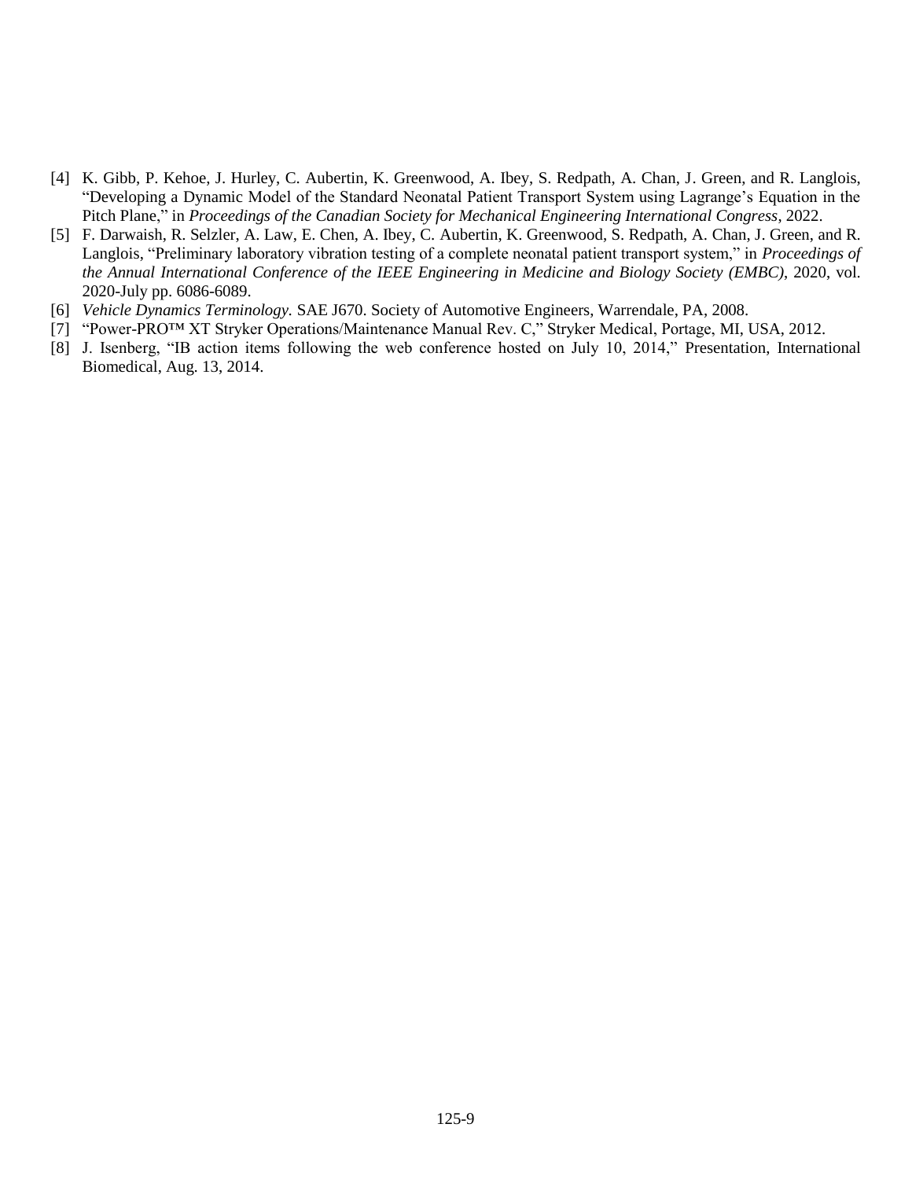[4] K. Gibb, P. Kehoe, J. Hurley, C. Aubertin, K. Greenwood, A. Ibey, S. Redpath, A. Chan, J. Green, and R. Langlois, "Developing a Dynamic Model of the Standard Neonatal Patient Transport System using Lagrange's Equation in the Pitch Plane," in *Proceedings of the Canadian Society for Mechanical Engineering International Congress*, 2022.

[5] F. Darwaish, R. Selzler, A. Law, E. Chen, A. Ibey, C. Aubertin, K. Greenwood, S. Redpath, A. Chan, J. Green, and R. Langlois, "Preliminary laboratory vibration testing of a complete neonatal patient transport system," in *Proceedings of the Annual International Conference of the IEEE Engineering in Medicine and Biology Society (EMBC)*, 2020, vol. 2020-July pp. 6086-6089.

[6] *Vehicle Dynamics Terminology.* SAE J670. Society of Automotive Engineers, Warrendale, PA, 2008.

[7] "Power-PRO™ XT Stryker Operations/Maintenance Manual Rev. C," Stryker Medical, Portage, MI, USA, 2012.

[8] J. Isenberg, "IB action items following the web conference hosted on July 10, 2014," Presentation, International Biomedical, Aug. 13, 2014.